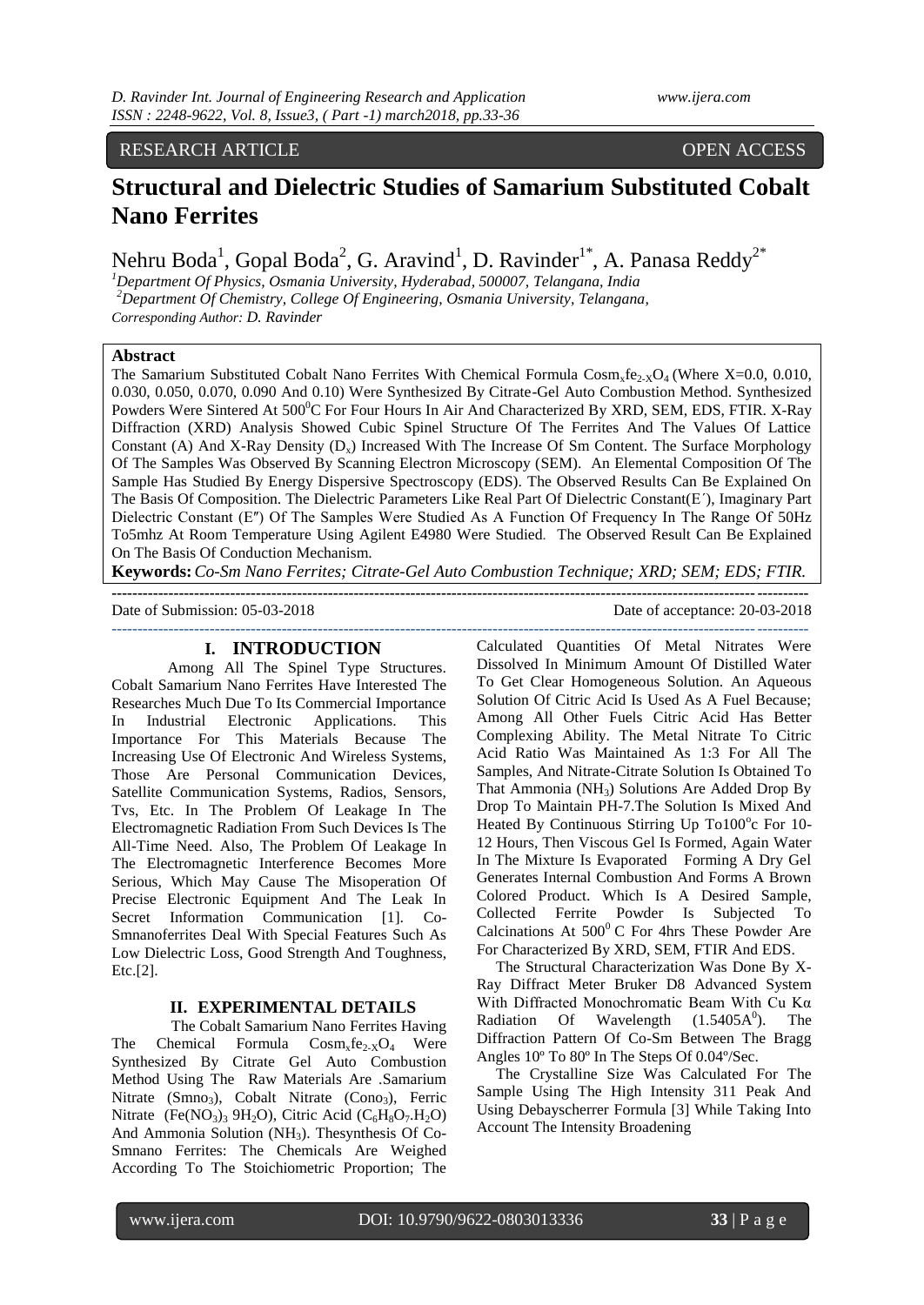RESEARCH ARTICLE OPEN ACCESS

# Structural and Dielectric Studies of Samarium Substituted Cobalt Nano Ferrites

Nehru Boda[1], Gopal Boda[2], G. Aravind[1], D. Ravinder[1*], A. Panasa Reddy[2*]

[1]*Department Of Physics, Osmania University, Hyderabad, 500007, Telangana, India*
[2]*Department Of Chemistry, College Of Engineering, Osmania University, Telangana,*
*Corresponding Author: D. Ravinder*

## Abstract

The Samarium Substituted Cobalt Nano Ferrites With Chemical Formula $CoSm_xfe_{2-X}O_4$ (Where X=0.0, 0.010, 0.030, 0.050, 0.070, 0.090 And 0.10) Were Synthesized By Citrate-Gel Auto Combustion Method. Synthesized Powders Were Sintered At $500^0C$ For Four Hours In Air And Characterized By XRD, SEM, EDS, FTIR. X-Ray Diffraction (XRD) Analysis Showed Cubic Spinel Structure Of The Ferrites And The Values Of Lattice Constant (A) And X-Ray Density ($D_x$) Increased With The Increase Of Sm Content. The Surface Morphology Of The Samples Was Observed By Scanning Electron Microscopy (SEM). An Elemental Composition Of The Sample Has Studied By Energy Dispersive Spectroscopy (EDS). The Observed Results Can Be Explained On The Basis Of Composition. The Dielectric Parameters Like Real Part Of Dielectric Constant(E´), Imaginary Part Dielectric Constant (E″) Of The Samples Were Studied As A Function Of Frequency In The Range Of 50Hz To5mhz At Room Temperature Using Agilent E4980 Were Studied. The Observed Result Can Be Explained On The Basis Of Conduction Mechanism.

**Keywords:** *Co-Sm Nano Ferrites; Citrate-Gel Auto Combustion Technique; XRD; SEM; EDS; FTIR.*

Date of Submission: 05-03-2018 Date of acceptance: 20-03-2018

## I. INTRODUCTION

Among All The Spinel Type Structures. Cobalt Samarium Nano Ferrites Have Interested The Researches Much Due To Its Commercial Importance In Industrial Electronic Applications. This Importance For This Materials Because The Increasing Use Of Electronic And Wireless Systems, Those Are Personal Communication Devices, Satellite Communication Systems, Radios, Sensors, Tvs, Etc. In The Problem Of Leakage In The Electromagnetic Radiation From Such Devices Is The All-Time Need. Also, The Problem Of Leakage In The Electromagnetic Interference Becomes More Serious, Which May Cause The Misoperation Of Precise Electronic Equipment And The Leak In Secret Information Communication [1]. Co-Smnanoferrites Deal With Special Features Such As Low Dielectric Loss, Good Strength And Toughness, Etc.[2].

## II. EXPERIMENTAL DETAILS

The Cobalt Samarium Nano Ferrites Having The Chemical Formula $CoSm_xfe_{2-X}O_4$ Were Synthesized By Citrate Gel Auto Combustion Method Using The Raw Materials Are .Samarium Nitrate ($SmNO_3$), Cobalt Nitrate ($CoNO_3$), Ferric Nitrate ($Fe(NO_3)_3\,9H_2O$), Citric Acid ($C_6H_8O_7.H_2O$) And Ammonia Solution ($NH_3$). Thesynthesis Of Co-Smnano Ferrites: The Chemicals Are Weighed According To The Stoichiometric Proportion; The Calculated Quantities Of Metal Nitrates Were Dissolved In Minimum Amount Of Distilled Water To Get Clear Homogeneous Solution. An Aqueous Solution Of Citric Acid Is Used As A Fuel Because; Among All Other Fuels Citric Acid Has Better Complexing Ability. The Metal Nitrate To Citric Acid Ratio Was Maintained As 1:3 For All The Samples, And Nitrate-Citrate Solution Is Obtained To That Ammonia ($NH_3$) Solutions Are Added Drop By Drop To Maintain PH-7.The Solution Is Mixed And Heated By Continuous Stirring Up To100$^o$c For 10-12 Hours, Then Viscous Gel Is Formed, Again Water In The Mixture Is Evaporated Forming A Dry Gel Generates Internal Combustion And Forms A Brown Colored Product. Which Is A Desired Sample, Collected Ferrite Powder Is Subjected To Calcinations At $500^0$ C For 4hrs These Powder Are For Characterized By XRD, SEM, FTIR And EDS.

The Structural Characterization Was Done By X-Ray Diffract Meter Bruker D8 Advanced System With Diffracted Monochromatic Beam With Cu Kα Radiation Of Wavelength ($1.5405A^0$). The Diffraction Pattern Of Co-Sm Between The Bragg Angles 10º To 80º In The Steps Of 0.04º/Sec.

The Crystalline Size Was Calculated For The Sample Using The High Intensity 311 Peak And Using Debyscherrer Formula [3] While Taking Into Account The Intensity Broadening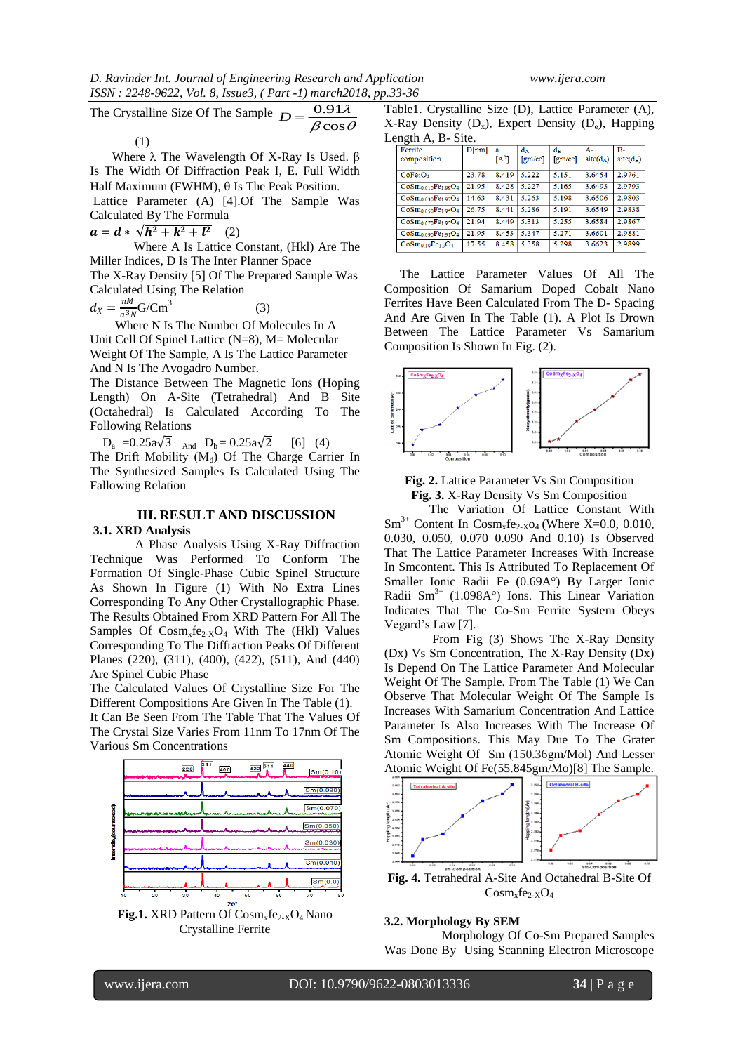The Crystalline Size Of The Sample $D = \frac{0.91\lambda}{\beta \cos\theta}$ (1)

Where λ The Wavelength Of X-Ray Is Used. β Is The Width Of Diffraction Peak I, E. Full Width Half Maximum (FWHM), θ Is The Peak Position.

Lattice Parameter (A) [4].Of The Sample Was Calculated By The Formula

$$a = d * \sqrt{h^2 + k^2 + l^2} \quad (2)$$

Where A Is Lattice Constant, (Hkl) Are The Miller Indices, D Is The Inter Planner Space

The X-Ray Density [5] Of The Prepared Sample Was Calculated Using The Relation

$$d_X = \frac{nM}{a^3 N} \text{G/Cm}^3 \quad (3)$$

Where N Is The Number Of Molecules In A Unit Cell Of Spinel Lattice (N=8), M= Molecular Weight Of The Sample, A Is The Lattice Parameter And N Is The Avogadro Number.

The Distance Between The Magnetic Ions (Hoping Length) On A-Site (Tetrahedral) And B Site (Octahedral) Is Calculated According To The Following Relations

$$D_a = 0.25a\sqrt{3} \text{ And } D_b = 0.25a\sqrt{2} \quad [6] \quad (4)$$

The Drift Mobility ($M_d$) Of The Charge Carrier In The Synthesized Samples Is Calculated Using The Fallowing Relation

## III. RESULT AND DISCUSSION

### 3.1. XRD Analysis

A Phase Analysis Using X-Ray Diffraction Technique Was Performed To Conform The Formation Of Single-Phase Cubic Spinel Structure As Shown In Figure (1) With No Extra Lines Corresponding To Any Other Crystallographic Phase. The Results Obtained From XRD Pattern For All The Samples Of $Cosm_xfe_{2-X}O_4$ With The (Hkl) Values Corresponding To The Diffraction Peaks Of Different Planes (220), (311), (400), (422), (511), And (440) Are Spinel Cubic Phase

The Calculated Values Of Crystalline Size For The Different Compositions Are Given In The Table (1).

It Can Be Seen From The Table That The Values Of The Crystal Size Varies From 11nm To 17nm Of The Various Sm Concentrations

**Fig.1.** XRD Pattern Of $Cosm_xfe_{2-X}O_4$ Nano Crystalline Ferrite

Table1. Crystalline Size (D), Lattice Parameter (A), X-Ray Density ($D_x$), Expert Density ($D_e$), Happing Length A, B- Site.

| Ferrite composition | D[nm] | a [A°] | $d_X$ [gm/cc] | $d_E$ [gm/cc] | A-site($d_A$) | B-site($d_B$) |
|---|---|---|---|---|---|---|
| $CoFe_2O_4$ | 23.78 | 8.419 | 5.222 | 5.151 | 3.6454 | 2.9761 |
| $CoSm_{0.010}Fe_{1.99}O_4$ | 21.95 | 8.428 | 5.227 | 5.165 | 3.6493 | 2.9793 |
| $CoSm_{0.030}Fe_{1.97}O_4$ | 14.63 | 8.431 | 5.263 | 5.198 | 3.6506 | 2.9803 |
| $CoSm_{0.050}Fe_{1.95}O_4$ | 26.75 | 8.441 | 5.286 | 5.191 | 3.6549 | 2.9838 |
| $CoSm_{0.070}Fe_{1.93}O_4$ | 21.94 | 8.449 | 5.313 | 5.255 | 3.6584 | 2.9867 |
| $CoSm_{0.090}Fe_{1.91}O_4$ | 21.95 | 8.453 | 5.347 | 5.271 | 3.6601 | 2.9881 |
| $CoSm_{0.10}Fe_{1.9}O_4$ | 17.55 | 8.458 | 5.358 | 5.298 | 3.6623 | 2.9899 |

The Lattice Parameter Values Of All The Composition Of Samarium Doped Cobalt Nano Ferrites Have Been Calculated From The D- Spacing And Are Given In The Table (1). A Plot Is Drown Between The Lattice Parameter Vs Samarium Composition Is Shown In Fig. (2).

**Fig. 2.** Lattice Parameter Vs Sm Composition

**Fig. 3.** X-Ray Density Vs Sm Composition

The Variation Of Lattice Constant With $Sm^{3+}$ Content In $Cosm_xfe_{2-X}o_4$ (Where X=0.0, 0.010, 0.030, 0.050, 0.070 0.090 And 0.10) Is Observed That The Lattice Parameter Increases With Increase In Smcontent. This Is Attributed To Replacement Of Smaller Ionic Radii Fe (0.69A°) By Larger Ionic Radii $Sm^{3+}$ (1.098A°) Ions. This Linear Variation Indicates That The Co-Sm Ferrite System Obeys Vegard's Law [7].

From Fig (3) Shows The X-Ray Density (Dx) Vs Sm Concentration, The X-Ray Density (Dx) Is Depend On The Lattice Parameter And Molecular Weight Of The Sample. From The Table (1) We Can Observe That Molecular Weight Of The Sample Is Increases With Samarium Concentration And Lattice Parameter Is Also Increases With The Increase Of Sm Compositions. This May Due To The Grater Atomic Weight Of Sm (150.36gm/Mol) And Lesser Atomic Weight Of Fe(55.845gm/Mo)[8] The Sample.

**Fig. 4.** Tetrahedral A-Site And Octahedral B-Site Of $Cosm_xfe_{2-X}O_4$

### 3.2. Morphology By SEM

Morphology Of Co-Sm Prepared Samples Was Done By Using Scanning Electron Microscope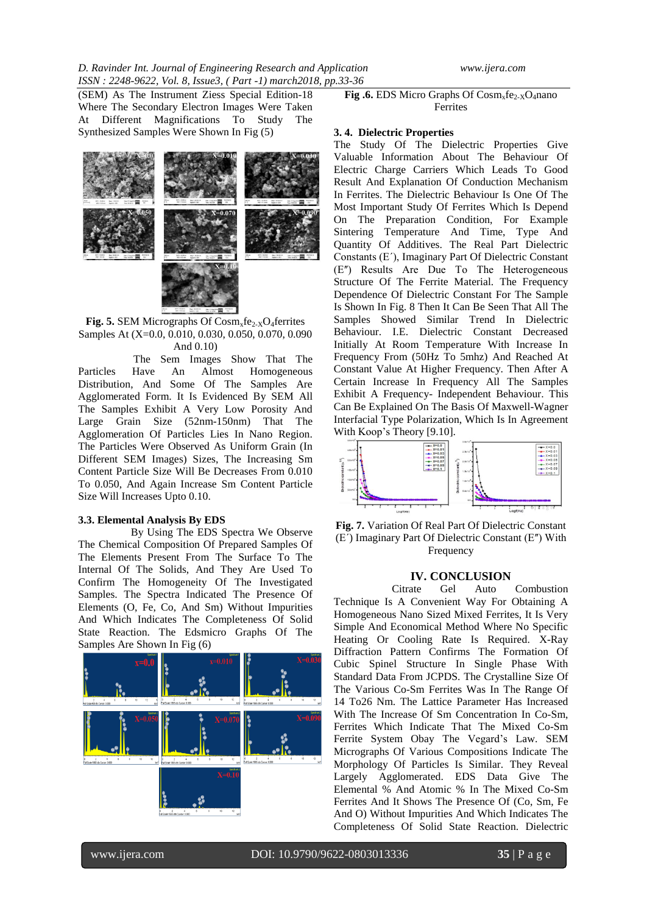(SEM) As The Instrument Ziess Special Edition-18 Where The Secondary Electron Images Were Taken At Different Magnifications To Study The Synthesized Samples Were Shown In Fig (5)

**Fig. 5.** SEM Micrographs Of $Cosm_xfe_{2-X}O_4$ferrites Samples At (X=0.0, 0.010, 0.030, 0.050, 0.070, 0.090 And 0.10)

The Sem Images Show That The Particles Have An Almost Homogeneous Distribution, And Some Of The Samples Are Agglomerated Form. It Is Evidenced By SEM All The Samples Exhibit A Very Low Porosity And Large Grain Size (52nm-150nm) That The Agglomeration Of Particles Lies In Nano Region. The Particles Were Observed As Uniform Grain (In Different SEM Images) Sizes, The Increasing Sm Content Particle Size Will Be Decreases From 0.010 To 0.050, And Again Increase Sm Content Particle Size Will Increases Upto 0.10.

### 3.3. Elemental Analysis By EDS

By Using The EDS Spectra We Observe The Chemical Composition Of Prepared Samples Of The Elements Present From The Surface To The Internal Of The Solids, And They Are Used To Confirm The Homogeneity Of The Investigated Samples. The Spectra Indicated The Presence Of Elements (O, Fe, Co, And Sm) Without Impurities And Which Indicates The Completeness Of Solid State Reaction. The Edsmicro Graphs Of The Samples Are Shown In Fig (6)

**Fig .6.** EDS Micro Graphs Of $Cosm_xfe_{2-X}O_4$nano Ferrites

### 3. 4. Dielectric Properties

The Study Of The Dielectric Properties Give Valuable Information About The Behaviour Of Electric Charge Carriers Which Leads To Good Result And Explanation Of Conduction Mechanism In Ferrites. The Dielectric Behaviour Is One Of The Most Important Study Of Ferrites Which Is Depend On The Preparation Condition, For Example Sintering Temperature And Time, Type And Quantity Of Additives. The Real Part Dielectric Constants (E′), Imaginary Part Of Dielectric Constant (E″) Results Are Due To The Heterogeneous Structure Of The Ferrite Material. The Frequency Dependence Of Dielectric Constant For The Sample Is Shown In Fig. 8 Then It Can Be Seen That All The Samples Showed Similar Trend In Dielectric Behaviour. I.E. Dielectric Constant Decreased Initially At Room Temperature With Increase In Frequency From (50Hz To 5mhz) And Reached At Constant Value At Higher Frequency. Then After A Certain Increase In Frequency All The Samples Exhibit A Frequency- Independent Behaviour. This Can Be Explained On The Basis Of Maxwell-Wagner Interfacial Type Polarization, Which Is In Agreement With Koop's Theory [9.10].

**Fig. 7.** Variation Of Real Part Of Dielectric Constant (E′) Imaginary Part Of Dielectric Constant (E″) With Frequency

## IV. CONCLUSION

Citrate Gel Auto Combustion Technique Is A Convenient Way For Obtaining A Homogeneous Nano Sized Mixed Ferrites, It Is Very Simple And Economical Method Where No Specific Heating Or Cooling Rate Is Required. X-Ray Diffraction Pattern Confirms The Formation Of Cubic Spinel Structure In Single Phase With Standard Data From JCPDS. The Crystalline Size Of The Various Co-Sm Ferrites Was In The Range Of 14 To26 Nm. The Lattice Parameter Has Increased With The Increase Of Sm Concentration In Co-Sm, Ferrites Which Indicate That The Mixed Co-Sm Ferrite System Obay The Vegard's Law. SEM Micrographs Of Various Compositions Indicate The Morphology Of Particles Is Similar. They Reveal Largely Agglomerated. EDS Data Give The Elemental % And Atomic % In The Mixed Co-Sm Ferrites And It Shows The Presence Of (Co, Sm, Fe And O) Without Impurities And Which Indicates The Completeness Of Solid State Reaction. Dielectric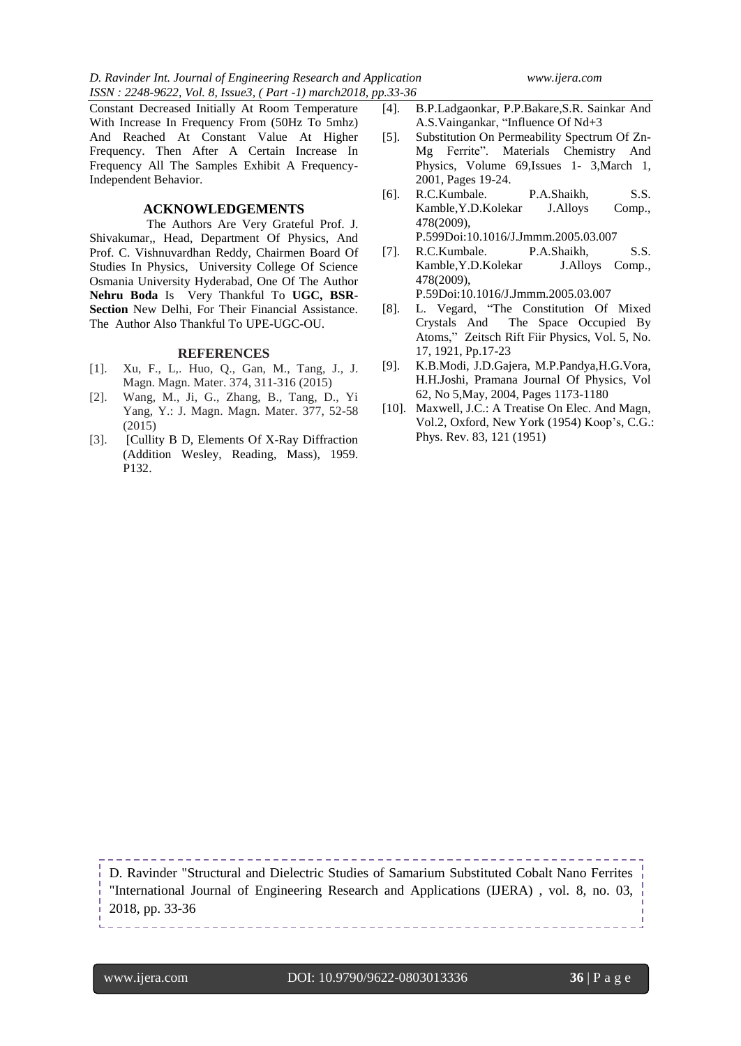Constant Decreased Initially At Room Temperature With Increase In Frequency From (50Hz To 5mhz) And Reached At Constant Value At Higher Frequency. Then After A Certain Increase In Frequency All The Samples Exhibit A Frequency-Independent Behavior.

## ACKNOWLEDGEMENTS

The Authors Are Very Grateful Prof. J. Shivakumar,, Head, Department Of Physics, And Prof. C. Vishnuvardhan Reddy, Chairmen Board Of Studies In Physics, University College Of Science Osmania University Hyderabad, One Of The Author **Nehru Boda** Is Very Thankful To **UGC, BSR-Section** New Delhi, For Their Financial Assistance. The Author Also Thankful To UPE-UGC-OU.

## REFERENCES

[1]. Xu, F., L,. Huo, Q., Gan, M., Tang, J., J. Magn. Magn. Mater. 374, 311-316 (2015)

[2]. Wang, M., Ji, G., Zhang, B., Tang, D., Yi Yang, Y.: J. Magn. Magn. Mater. 377, 52-58 (2015)

[3]. [Cullity B D, Elements Of X-Ray Diffraction (Addition Wesley, Reading, Mass), 1959. P132.

[4]. B.P.Ladgaonkar, P.P.Bakare,S.R. Sainkar And A.S.Vaingankar, "Influence Of Nd+3

[5]. Substitution On Permeability Spectrum Of Zn-Mg Ferrite". Materials Chemistry And Physics, Volume 69,Issues 1- 3,March 1, 2001, Pages 19-24.

[6]. R.C.Kumbale. P.A.Shaikh, S.S. Kamble,Y.D.Kolekar J.Alloys Comp., 478(2009), P.599Doi:10.1016/J.Jmmm.2005.03.007

[7]. R.C.Kumbale. P.A.Shaikh, S.S. Kamble,Y.D.Kolekar J.Alloys Comp., 478(2009), P.59Doi:10.1016/J.Jmmm.2005.03.007

[8]. L. Vegard, "The Constitution Of Mixed Crystals And The Space Occupied By Atoms," Zeitsch Rift Fiir Physics, Vol. 5, No. 17, 1921, Pp.17-23

[9]. K.B.Modi, J.D.Gajera, M.P.Pandya,H.G.Vora, H.H.Joshi, Pramana Journal Of Physics, Vol 62, No 5,May, 2004, Pages 1173-1180

[10]. Maxwell, J.C.: A Treatise On Elec. And Magn, Vol.2, Oxford, New York (1954) Koop's, C.G.: Phys. Rev. 83, 121 (1951)

D. Ravinder "Structural and Dielectric Studies of Samarium Substituted Cobalt Nano Ferrites "International Journal of Engineering Research and Applications (IJERA) , vol. 8, no. 03, 2018, pp. 33-36